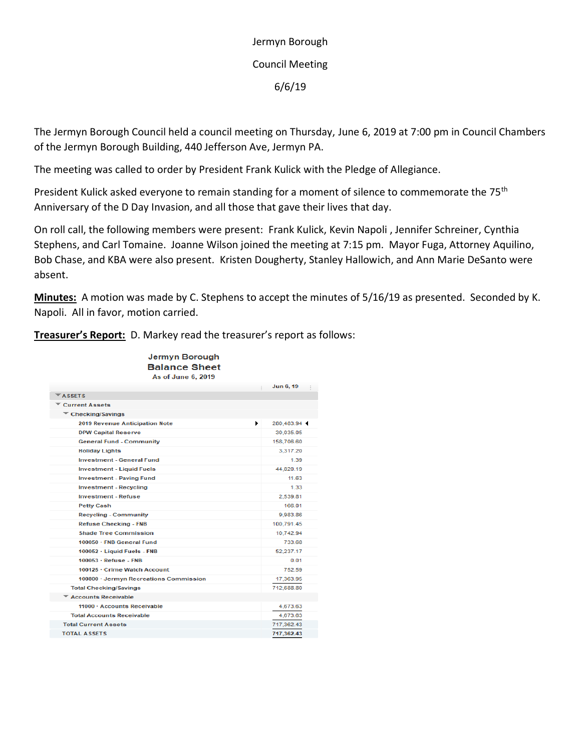Jermyn Borough

Council Meeting

6/6/19

The Jermyn Borough Council held a council meeting on Thursday, June 6, 2019 at 7:00 pm in Council Chambers of the Jermyn Borough Building, 440 Jefferson Ave, Jermyn PA.

The meeting was called to order by President Frank Kulick with the Pledge of Allegiance.

President Kulick asked everyone to remain standing for a moment of silence to commemorate the 75th Anniversary of the D Day Invasion, and all those that gave their lives that day.

On roll call, the following members were present: Frank Kulick, Kevin Napoli , Jennifer Schreiner, Cynthia Stephens, and Carl Tomaine. Joanne Wilson joined the meeting at 7:15 pm. Mayor Fuga, Attorney Aquilino, Bob Chase, and KBA were also present. Kristen Dougherty, Stanley Hallowich, and Ann Marie DeSanto were absent.

**Minutes:** A motion was made by C. Stephens to accept the minutes of 5/16/19 as presented. Seconded by K. Napoli. All in favor, motion carried.

**Treasurer's Report:** D. Markey read the treasurer's report as follows:

**Jermyn Borough**
**Balance Sheet**
As of June 6, 2019

| | Jun 6, 19 |
|---|---|
| ASSETS | |
| Current Assets | |
| Checking/Savings | |
| 2019 Revenue Anticipation Note | 280,483.94 |
| DPW Capital Reserve | 30,035.05 |
| General Fund - Community | 158,706.60 |
| Holiday Lights | 3,317.20 |
| Investment - General Fund | 1.39 |
| Investment - Liquid Fuels | 44,820.19 |
| Investment - Paving Fund | 11.63 |
| Investment - Recycling | 1.33 |
| Investment - Refuse | 2,539.81 |
| Petty Cash | 166.01 |
| Recycling - Community | 9,983.86 |
| Refuse Checking - FNB | 100,791.45 |
| Shade Tree Commission | 10,742.94 |
| 100050 · FNB General Fund | 733.68 |
| 100052 · Liquid Fuels - FNB | 52,237.17 |
| 100053 · Refuse - FNB | 0.01 |
| 100125 · Crime Watch Account | 752.59 |
| 100800 · Jermyn Recreations Commission | 17,363.95 |
| Total Checking/Savings | 712,688.80 |
| Accounts Receivable | |
| 11000 · Accounts Receivable | 4,673.63 |
| Total Accounts Receivable | 4,673.63 |
| Total Current Assets | 717,362.43 |
| TOTAL ASSETS | 717,362.43 |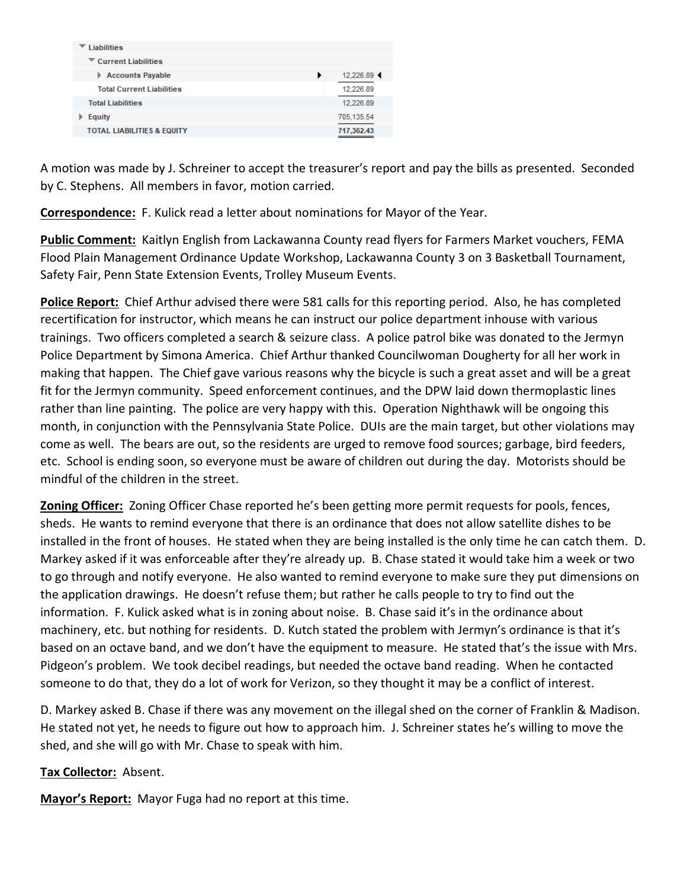| Liabilities | |
|---|---|
| Current Liabilities | |
| Accounts Payable | 12,226.89 |
| Total Current Liabilities | 12,226.89 |
| Total Liabilities | 12,226.89 |
| Equity | 705,135.54 |
| TOTAL LIABILITIES & EQUITY | 717,362.43 |

A motion was made by J. Schreiner to accept the treasurer's report and pay the bills as presented. Seconded by C. Stephens. All members in favor, motion carried.

**Correspondence:** F. Kulick read a letter about nominations for Mayor of the Year.

**Public Comment:** Kaitlyn English from Lackawanna County read flyers for Farmers Market vouchers, FEMA Flood Plain Management Ordinance Update Workshop, Lackawanna County 3 on 3 Basketball Tournament, Safety Fair, Penn State Extension Events, Trolley Museum Events.

**Police Report:** Chief Arthur advised there were 581 calls for this reporting period. Also, he has completed recertification for instructor, which means he can instruct our police department inhouse with various trainings. Two officers completed a search & seizure class. A police patrol bike was donated to the Jermyn Police Department by Simona America. Chief Arthur thanked Councilwoman Dougherty for all her work in making that happen. The Chief gave various reasons why the bicycle is such a great asset and will be a great fit for the Jermyn community. Speed enforcement continues, and the DPW laid down thermoplastic lines rather than line painting. The police are very happy with this. Operation Nighthawk will be ongoing this month, in conjunction with the Pennsylvania State Police. DUIs are the main target, but other violations may come as well. The bears are out, so the residents are urged to remove food sources; garbage, bird feeders, etc. School is ending soon, so everyone must be aware of children out during the day. Motorists should be mindful of the children in the street.

**Zoning Officer:** Zoning Officer Chase reported he's been getting more permit requests for pools, fences, sheds. He wants to remind everyone that there is an ordinance that does not allow satellite dishes to be installed in the front of houses. He stated when they are being installed is the only time he can catch them. D. Markey asked if it was enforceable after they're already up. B. Chase stated it would take him a week or two to go through and notify everyone. He also wanted to remind everyone to make sure they put dimensions on the application drawings. He doesn't refuse them; but rather he calls people to try to find out the information. F. Kulick asked what is in zoning about noise. B. Chase said it's in the ordinance about machinery, etc. but nothing for residents. D. Kutch stated the problem with Jermyn's ordinance is that it's based on an octave band, and we don't have the equipment to measure. He stated that's the issue with Mrs. Pidgeon's problem. We took decibel readings, but needed the octave band reading. When he contacted someone to do that, they do a lot of work for Verizon, so they thought it may be a conflict of interest.

D. Markey asked B. Chase if there was any movement on the illegal shed on the corner of Franklin & Madison. He stated not yet, he needs to figure out how to approach him. J. Schreiner states he's willing to move the shed, and she will go with Mr. Chase to speak with him.

**Tax Collector:** Absent.

**Mayor's Report:** Mayor Fuga had no report at this time.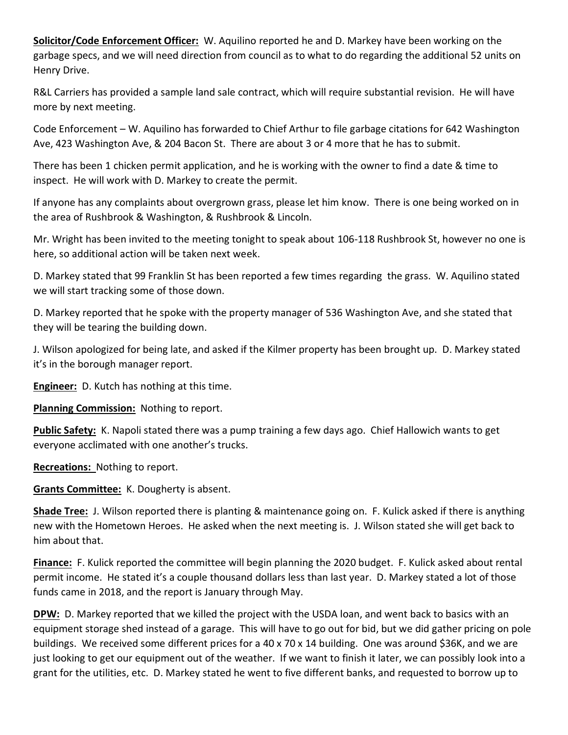**Solicitor/Code Enforcement Officer:** W. Aquilino reported he and D. Markey have been working on the garbage specs, and we will need direction from council as to what to do regarding the additional 52 units on Henry Drive.

R&L Carriers has provided a sample land sale contract, which will require substantial revision. He will have more by next meeting.

Code Enforcement – W. Aquilino has forwarded to Chief Arthur to file garbage citations for 642 Washington Ave, 423 Washington Ave, & 204 Bacon St. There are about 3 or 4 more that he has to submit.

There has been 1 chicken permit application, and he is working with the owner to find a date & time to inspect. He will work with D. Markey to create the permit.

If anyone has any complaints about overgrown grass, please let him know. There is one being worked on in the area of Rushbrook & Washington, & Rushbrook & Lincoln.

Mr. Wright has been invited to the meeting tonight to speak about 106-118 Rushbrook St, however no one is here, so additional action will be taken next week.

D. Markey stated that 99 Franklin St has been reported a few times regarding the grass. W. Aquilino stated we will start tracking some of those down.

D. Markey reported that he spoke with the property manager of 536 Washington Ave, and she stated that they will be tearing the building down.

J. Wilson apologized for being late, and asked if the Kilmer property has been brought up. D. Markey stated it's in the borough manager report.

**Engineer:** D. Kutch has nothing at this time.

**Planning Commission:** Nothing to report.

**Public Safety:** K. Napoli stated there was a pump training a few days ago. Chief Hallowich wants to get everyone acclimated with one another's trucks.

**Recreations:** Nothing to report.

**Grants Committee:** K. Dougherty is absent.

**Shade Tree:** J. Wilson reported there is planting & maintenance going on. F. Kulick asked if there is anything new with the Hometown Heroes. He asked when the next meeting is. J. Wilson stated she will get back to him about that.

**Finance:** F. Kulick reported the committee will begin planning the 2020 budget. F. Kulick asked about rental permit income. He stated it's a couple thousand dollars less than last year. D. Markey stated a lot of those funds came in 2018, and the report is January through May.

**DPW:** D. Markey reported that we killed the project with the USDA loan, and went back to basics with an equipment storage shed instead of a garage. This will have to go out for bid, but we did gather pricing on pole buildings. We received some different prices for a 40 x 70 x 14 building. One was around $36K, and we are just looking to get our equipment out of the weather. If we want to finish it later, we can possibly look into a grant for the utilities, etc. D. Markey stated he went to five different banks, and requested to borrow up to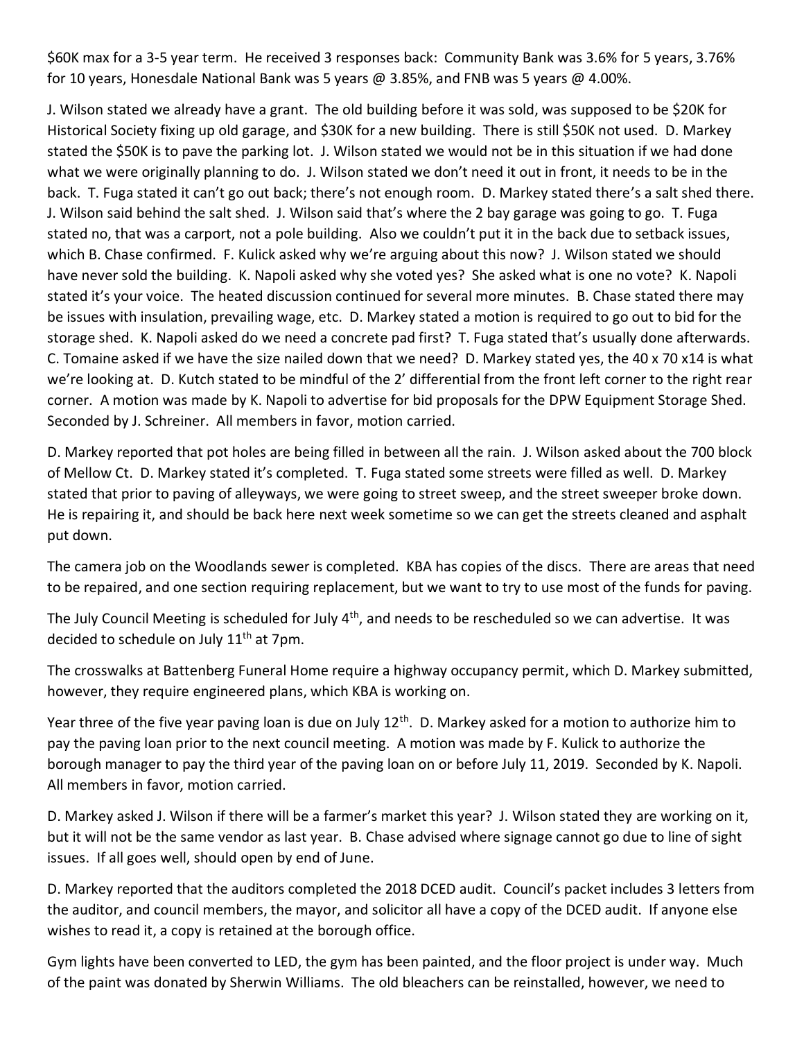$60K max for a 3-5 year term. He received 3 responses back: Community Bank was 3.6% for 5 years, 3.76% for 10 years, Honesdale National Bank was 5 years @ 3.85%, and FNB was 5 years @ 4.00%.

J. Wilson stated we already have a grant. The old building before it was sold, was supposed to be $20K for Historical Society fixing up old garage, and $30K for a new building. There is still $50K not used. D. Markey stated the $50K is to pave the parking lot. J. Wilson stated we would not be in this situation if we had done what we were originally planning to do. J. Wilson stated we don't need it out in front, it needs to be in the back. T. Fuga stated it can't go out back; there's not enough room. D. Markey stated there's a salt shed there. J. Wilson said behind the salt shed. J. Wilson said that's where the 2 bay garage was going to go. T. Fuga stated no, that was a carport, not a pole building. Also we couldn't put it in the back due to setback issues, which B. Chase confirmed. F. Kulick asked why we're arguing about this now? J. Wilson stated we should have never sold the building. K. Napoli asked why she voted yes? She asked what is one no vote? K. Napoli stated it's your voice. The heated discussion continued for several more minutes. B. Chase stated there may be issues with insulation, prevailing wage, etc. D. Markey stated a motion is required to go out to bid for the storage shed. K. Napoli asked do we need a concrete pad first? T. Fuga stated that's usually done afterwards. C. Tomaine asked if we have the size nailed down that we need? D. Markey stated yes, the 40 x 70 x14 is what we're looking at. D. Kutch stated to be mindful of the 2' differential from the front left corner to the right rear corner. A motion was made by K. Napoli to advertise for bid proposals for the DPW Equipment Storage Shed. Seconded by J. Schreiner. All members in favor, motion carried.

D. Markey reported that pot holes are being filled in between all the rain. J. Wilson asked about the 700 block of Mellow Ct. D. Markey stated it's completed. T. Fuga stated some streets were filled as well. D. Markey stated that prior to paving of alleyways, we were going to street sweep, and the street sweeper broke down. He is repairing it, and should be back here next week sometime so we can get the streets cleaned and asphalt put down.

The camera job on the Woodlands sewer is completed. KBA has copies of the discs. There are areas that need to be repaired, and one section requiring replacement, but we want to try to use most of the funds for paving.

The July Council Meeting is scheduled for July 4th, and needs to be rescheduled so we can advertise. It was decided to schedule on July 11th at 7pm.

The crosswalks at Battenberg Funeral Home require a highway occupancy permit, which D. Markey submitted, however, they require engineered plans, which KBA is working on.

Year three of the five year paving loan is due on July 12th. D. Markey asked for a motion to authorize him to pay the paving loan prior to the next council meeting. A motion was made by F. Kulick to authorize the borough manager to pay the third year of the paving loan on or before July 11, 2019. Seconded by K. Napoli. All members in favor, motion carried.

D. Markey asked J. Wilson if there will be a farmer's market this year? J. Wilson stated they are working on it, but it will not be the same vendor as last year. B. Chase advised where signage cannot go due to line of sight issues. If all goes well, should open by end of June.

D. Markey reported that the auditors completed the 2018 DCED audit. Council's packet includes 3 letters from the auditor, and council members, the mayor, and solicitor all have a copy of the DCED audit. If anyone else wishes to read it, a copy is retained at the borough office.

Gym lights have been converted to LED, the gym has been painted, and the floor project is under way. Much of the paint was donated by Sherwin Williams. The old bleachers can be reinstalled, however, we need to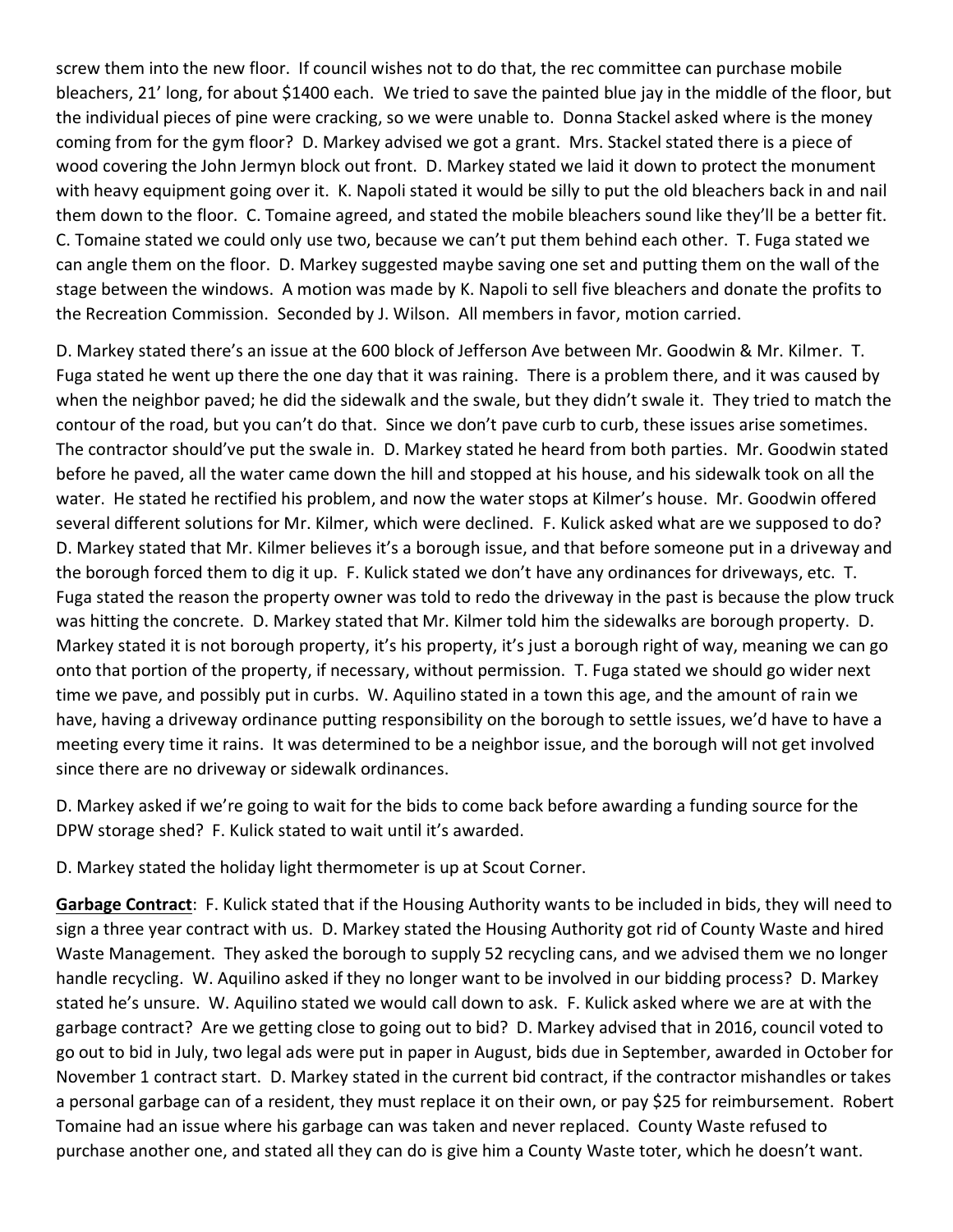screw them into the new floor. If council wishes not to do that, the rec committee can purchase mobile bleachers, 21' long, for about $1400 each. We tried to save the painted blue jay in the middle of the floor, but the individual pieces of pine were cracking, so we were unable to. Donna Stackel asked where is the money coming from for the gym floor? D. Markey advised we got a grant. Mrs. Stackel stated there is a piece of wood covering the John Jermyn block out front. D. Markey stated we laid it down to protect the monument with heavy equipment going over it. K. Napoli stated it would be silly to put the old bleachers back in and nail them down to the floor. C. Tomaine agreed, and stated the mobile bleachers sound like they'll be a better fit. C. Tomaine stated we could only use two, because we can't put them behind each other. T. Fuga stated we can angle them on the floor. D. Markey suggested maybe saving one set and putting them on the wall of the stage between the windows. A motion was made by K. Napoli to sell five bleachers and donate the profits to the Recreation Commission. Seconded by J. Wilson. All members in favor, motion carried.

D. Markey stated there's an issue at the 600 block of Jefferson Ave between Mr. Goodwin & Mr. Kilmer. T. Fuga stated he went up there the one day that it was raining. There is a problem there, and it was caused by when the neighbor paved; he did the sidewalk and the swale, but they didn't swale it. They tried to match the contour of the road, but you can't do that. Since we don't pave curb to curb, these issues arise sometimes. The contractor should've put the swale in. D. Markey stated he heard from both parties. Mr. Goodwin stated before he paved, all the water came down the hill and stopped at his house, and his sidewalk took on all the water. He stated he rectified his problem, and now the water stops at Kilmer's house. Mr. Goodwin offered several different solutions for Mr. Kilmer, which were declined. F. Kulick asked what are we supposed to do? D. Markey stated that Mr. Kilmer believes it's a borough issue, and that before someone put in a driveway and the borough forced them to dig it up. F. Kulick stated we don't have any ordinances for driveways, etc. T. Fuga stated the reason the property owner was told to redo the driveway in the past is because the plow truck was hitting the concrete. D. Markey stated that Mr. Kilmer told him the sidewalks are borough property. D. Markey stated it is not borough property, it's his property, it's just a borough right of way, meaning we can go onto that portion of the property, if necessary, without permission. T. Fuga stated we should go wider next time we pave, and possibly put in curbs. W. Aquilino stated in a town this age, and the amount of rain we have, having a driveway ordinance putting responsibility on the borough to settle issues, we'd have to have a meeting every time it rains. It was determined to be a neighbor issue, and the borough will not get involved since there are no driveway or sidewalk ordinances.

D. Markey asked if we're going to wait for the bids to come back before awarding a funding source for the DPW storage shed? F. Kulick stated to wait until it's awarded.

D. Markey stated the holiday light thermometer is up at Scout Corner.

**Garbage Contract**: F. Kulick stated that if the Housing Authority wants to be included in bids, they will need to sign a three year contract with us. D. Markey stated the Housing Authority got rid of County Waste and hired Waste Management. They asked the borough to supply 52 recycling cans, and we advised them we no longer handle recycling. W. Aquilino asked if they no longer want to be involved in our bidding process? D. Markey stated he's unsure. W. Aquilino stated we would call down to ask. F. Kulick asked where we are at with the garbage contract? Are we getting close to going out to bid? D. Markey advised that in 2016, council voted to go out to bid in July, two legal ads were put in paper in August, bids due in September, awarded in October for November 1 contract start. D. Markey stated in the current bid contract, if the contractor mishandles or takes a personal garbage can of a resident, they must replace it on their own, or pay $25 for reimbursement. Robert Tomaine had an issue where his garbage can was taken and never replaced. County Waste refused to purchase another one, and stated all they can do is give him a County Waste toter, which he doesn't want.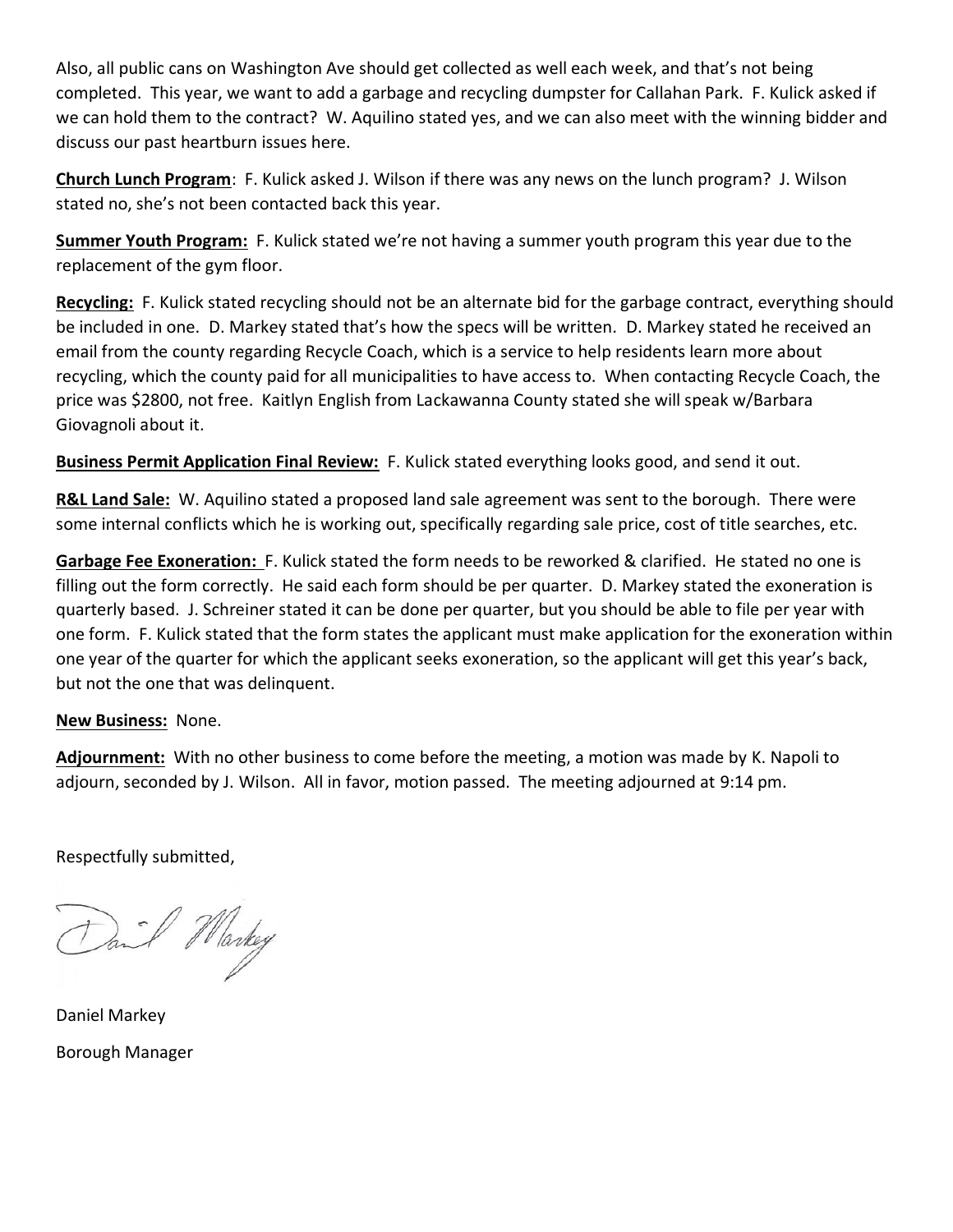Also, all public cans on Washington Ave should get collected as well each week, and that's not being completed. This year, we want to add a garbage and recycling dumpster for Callahan Park. F. Kulick asked if we can hold them to the contract? W. Aquilino stated yes, and we can also meet with the winning bidder and discuss our past heartburn issues here.

**Church Lunch Program**: F. Kulick asked J. Wilson if there was any news on the lunch program? J. Wilson stated no, she's not been contacted back this year.

**Summer Youth Program:** F. Kulick stated we're not having a summer youth program this year due to the replacement of the gym floor.

**Recycling:** F. Kulick stated recycling should not be an alternate bid for the garbage contract, everything should be included in one. D. Markey stated that's how the specs will be written. D. Markey stated he received an email from the county regarding Recycle Coach, which is a service to help residents learn more about recycling, which the county paid for all municipalities to have access to. When contacting Recycle Coach, the price was $2800, not free. Kaitlyn English from Lackawanna County stated she will speak w/Barbara Giovagnoli about it.

**Business Permit Application Final Review:** F. Kulick stated everything looks good, and send it out.

**R&L Land Sale:** W. Aquilino stated a proposed land sale agreement was sent to the borough. There were some internal conflicts which he is working out, specifically regarding sale price, cost of title searches, etc.

**Garbage Fee Exoneration:** F. Kulick stated the form needs to be reworked & clarified. He stated no one is filling out the form correctly. He said each form should be per quarter. D. Markey stated the exoneration is quarterly based. J. Schreiner stated it can be done per quarter, but you should be able to file per year with one form. F. Kulick stated that the form states the applicant must make application for the exoneration within one year of the quarter for which the applicant seeks exoneration, so the applicant will get this year's back, but not the one that was delinquent.

**New Business:** None.

**Adjournment:** With no other business to come before the meeting, a motion was made by K. Napoli to adjourn, seconded by J. Wilson. All in favor, motion passed. The meeting adjourned at 9:14 pm.

Respectfully submitted,

Daniel Markey

Daniel Markey

Borough Manager